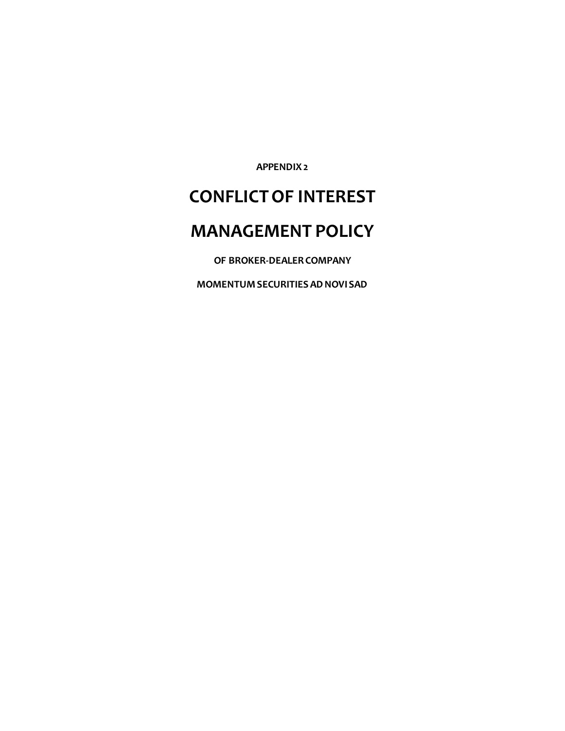**APPENDIX 2**

# CONFLICT OF INTEREST

# MANAGEMENT POLICY

**OF BROKER-DEALER COMPANY**

**MOMENTUM SECURITIES AD NOVI SAD**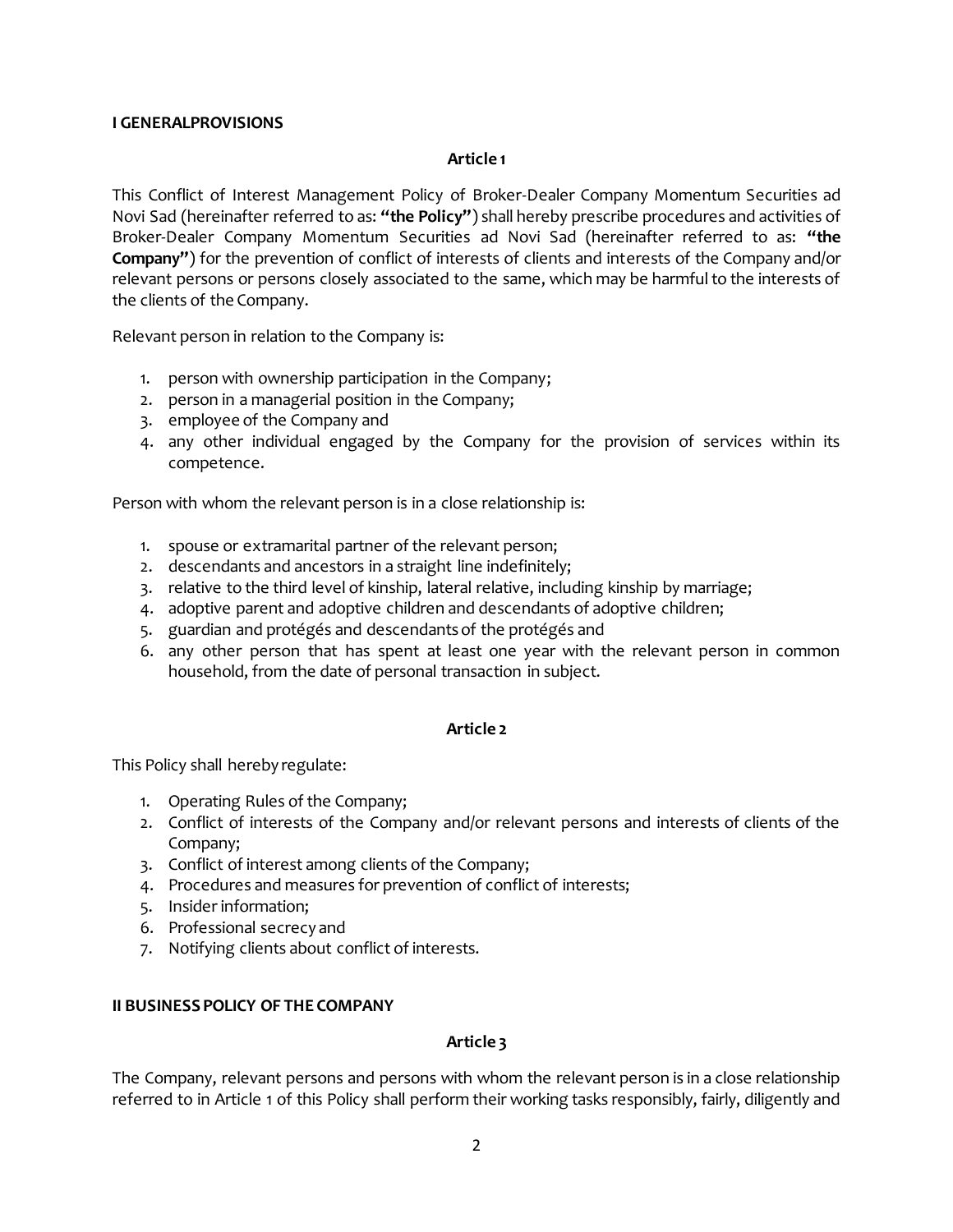## I GENERALPROVISIONS

### Article 1

This Conflict of Interest Management Policy of Broker-Dealer Company Momentum Securities ad Novi Sad (hereinafter referred to as: **"the Policy"**) shall hereby prescribe procedures and activities of Broker-Dealer Company Momentum Securities ad Novi Sad (hereinafter referred to as: **"the Company"**) for the prevention of conflict of interests of clients and interests of the Company and/or relevant persons or persons closely associated to the same, which may be harmful to the interests of the clients of the Company.

Relevant person in relation to the Company is:

1. person with ownership participation in the Company;
2. person in a managerial position in the Company;
3. employee of the Company and
4. any other individual engaged by the Company for the provision of services within its competence.

Person with whom the relevant person is in a close relationship is:

1. spouse or extramarital partner of the relevant person;
2. descendants and ancestors in a straight line indefinitely;
3. relative to the third level of kinship, lateral relative, including kinship by marriage;
4. adoptive parent and adoptive children and descendants of adoptive children;
5. guardian and protégés and descendants of the protégés and
6. any other person that has spent at least one year with the relevant person in common household, from the date of personal transaction in subject.

### Article 2

This Policy shall hereby regulate:

1. Operating Rules of the Company;
2. Conflict of interests of the Company and/or relevant persons and interests of clients of the Company;
3. Conflict of interest among clients of the Company;
4. Procedures and measures for prevention of conflict of interests;
5. Insider information;
6. Professional secrecy and
7. Notifying clients about conflict of interests.

## II BUSINESS POLICY OF THE COMPANY

### Article 3

The Company, relevant persons and persons with whom the relevant person is in a close relationship referred to in Article 1 of this Policy shall perform their working tasks responsibly, fairly, diligently and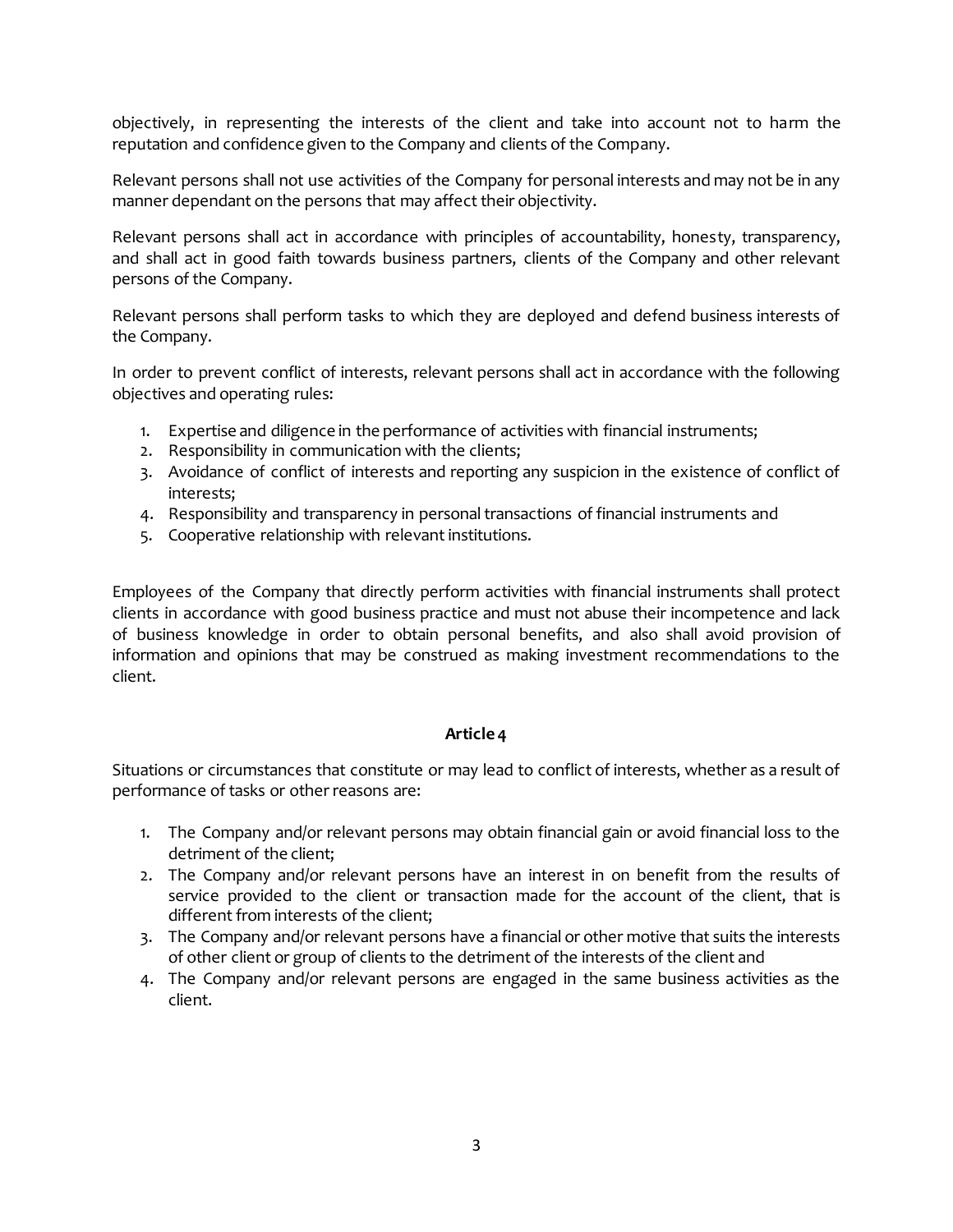objectively, in representing the interests of the client and take into account not to harm the reputation and confidence given to the Company and clients of the Company.

Relevant persons shall not use activities of the Company for personal interests and may not be in any manner dependant on the persons that may affect their objectivity.

Relevant persons shall act in accordance with principles of accountability, honesty, transparency, and shall act in good faith towards business partners, clients of the Company and other relevant persons of the Company.

Relevant persons shall perform tasks to which they are deployed and defend business interests of the Company.

In order to prevent conflict of interests, relevant persons shall act in accordance with the following objectives and operating rules:

1. Expertise and diligence in the performance of activities with financial instruments;
2. Responsibility in communication with the clients;
3. Avoidance of conflict of interests and reporting any suspicion in the existence of conflict of interests;
4. Responsibility and transparency in personal transactions of financial instruments and
5. Cooperative relationship with relevant institutions.

Employees of the Company that directly perform activities with financial instruments shall protect clients in accordance with good business practice and must not abuse their incompetence and lack of business knowledge in order to obtain personal benefits, and also shall avoid provision of information and opinions that may be construed as making investment recommendations to the client.

### Article 4

Situations or circumstances that constitute or may lead to conflict of interests, whether as a result of performance of tasks or other reasons are:

1. The Company and/or relevant persons may obtain financial gain or avoid financial loss to the detriment of the client;
2. The Company and/or relevant persons have an interest in on benefit from the results of service provided to the client or transaction made for the account of the client, that is different from interests of the client;
3. The Company and/or relevant persons have a financial or other motive that suits the interests of other client or group of clients to the detriment of the interests of the client and
4. The Company and/or relevant persons are engaged in the same business activities as the client.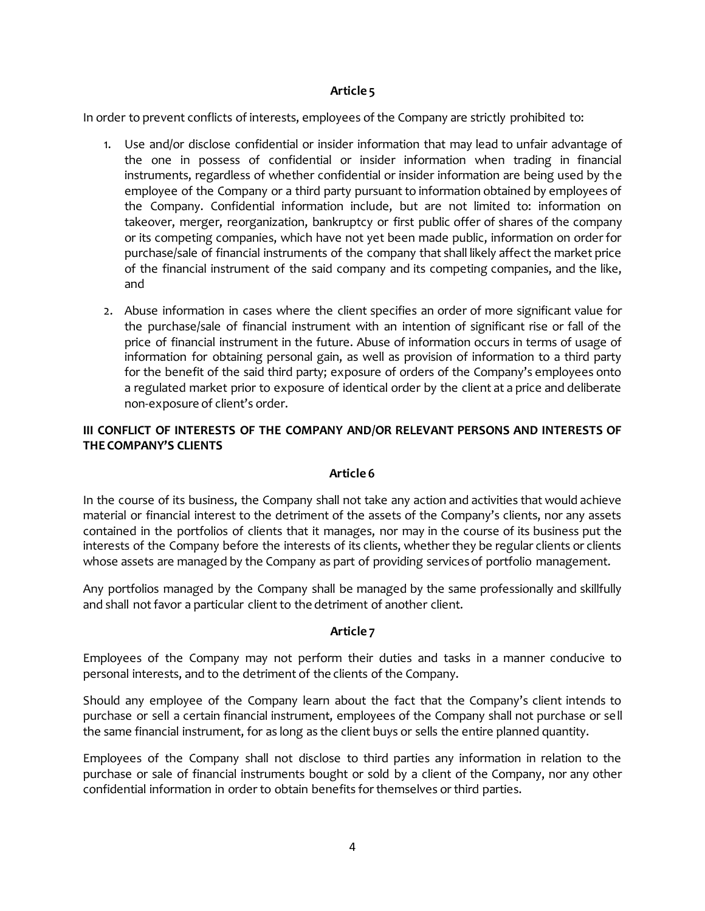### Article 5

In order to prevent conflicts of interests, employees of the Company are strictly prohibited to:

1. Use and/or disclose confidential or insider information that may lead to unfair advantage of the one in possess of confidential or insider information when trading in financial instruments, regardless of whether confidential or insider information are being used by the employee of the Company or a third party pursuant to information obtained by employees of the Company. Confidential information include, but are not limited to: information on takeover, merger, reorganization, bankruptcy or first public offer of shares of the company or its competing companies, which have not yet been made public, information on order for purchase/sale of financial instruments of the company that shall likely affect the market price of the financial instrument of the said company and its competing companies, and the like, and
2. Abuse information in cases where the client specifies an order of more significant value for the purchase/sale of financial instrument with an intention of significant rise or fall of the price of financial instrument in the future. Abuse of information occurs in terms of usage of information for obtaining personal gain, as well as provision of information to a third party for the benefit of the said third party; exposure of orders of the Company's employees onto a regulated market prior to exposure of identical order by the client at a price and deliberate non-exposure of client's order.

## III CONFLICT OF INTERESTS OF THE COMPANY AND/OR RELEVANT PERSONS AND INTERESTS OF THE COMPANY'S CLIENTS

### Article 6

In the course of its business, the Company shall not take any action and activities that would achieve material or financial interest to the detriment of the assets of the Company's clients, nor any assets contained in the portfolios of clients that it manages, nor may in the course of its business put the interests of the Company before the interests of its clients, whether they be regular clients or clients whose assets are managed by the Company as part of providing services of portfolio management.

Any portfolios managed by the Company shall be managed by the same professionally and skillfully and shall not favor a particular client to the detriment of another client.

### Article 7

Employees of the Company may not perform their duties and tasks in a manner conducive to personal interests, and to the detriment of the clients of the Company.

Should any employee of the Company learn about the fact that the Company's client intends to purchase or sell a certain financial instrument, employees of the Company shall not purchase or sell the same financial instrument, for as long as the client buys or sells the entire planned quantity.

Employees of the Company shall not disclose to third parties any information in relation to the purchase or sale of financial instruments bought or sold by a client of the Company, nor any other confidential information in order to obtain benefits for themselves or third parties.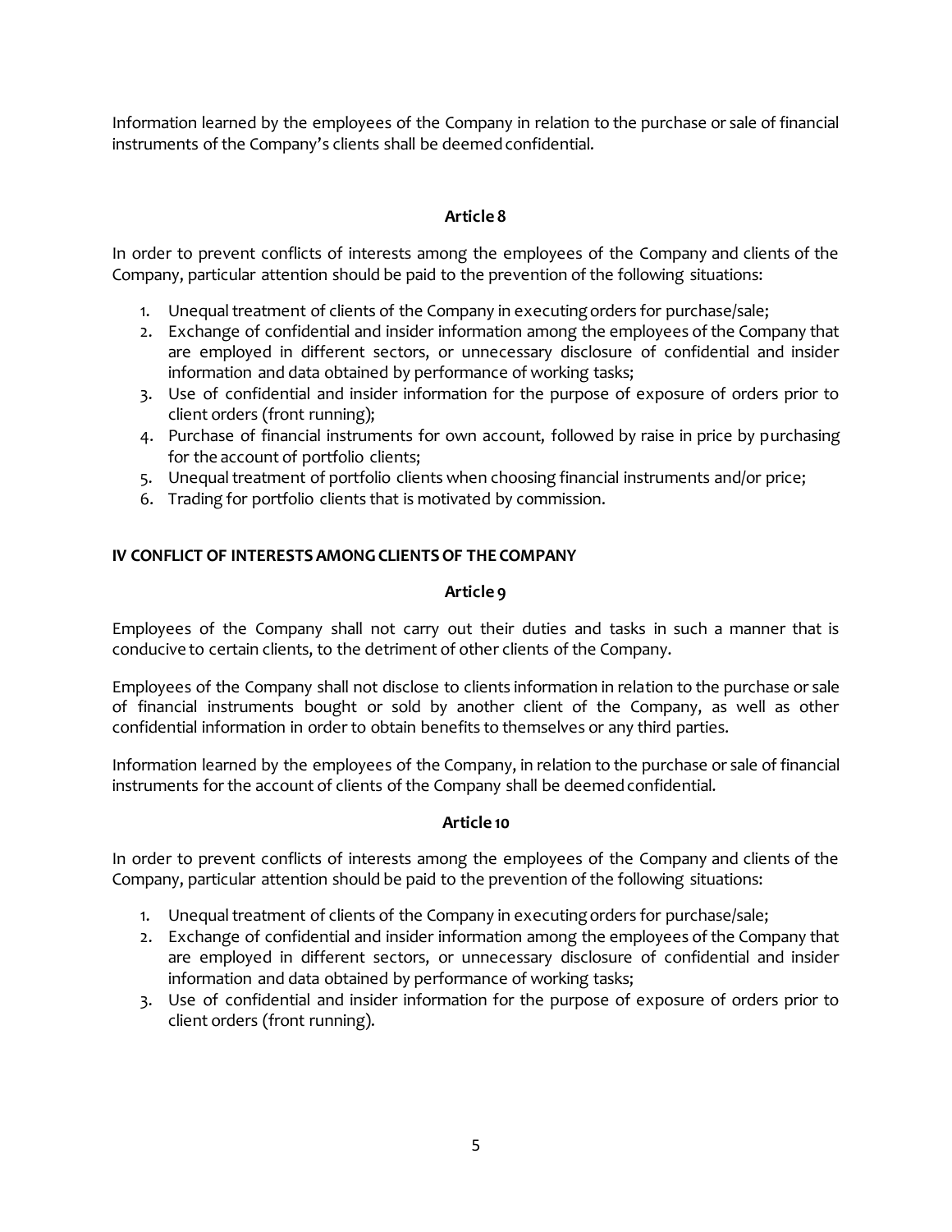Information learned by the employees of the Company in relation to the purchase or sale of financial instruments of the Company's clients shall be deemed confidential.

### Article 8

In order to prevent conflicts of interests among the employees of the Company and clients of the Company, particular attention should be paid to the prevention of the following situations:

1. Unequal treatment of clients of the Company in executing orders for purchase/sale;
2. Exchange of confidential and insider information among the employees of the Company that are employed in different sectors, or unnecessary disclosure of confidential and insider information and data obtained by performance of working tasks;
3. Use of confidential and insider information for the purpose of exposure of orders prior to client orders (front running);
4. Purchase of financial instruments for own account, followed by raise in price by purchasing for the account of portfolio clients;
5. Unequal treatment of portfolio clients when choosing financial instruments and/or price;
6. Trading for portfolio clients that is motivated by commission.

## IV CONFLICT OF INTERESTS AMONG CLIENTS OF THE COMPANY

### Article 9

Employees of the Company shall not carry out their duties and tasks in such a manner that is conducive to certain clients, to the detriment of other clients of the Company.

Employees of the Company shall not disclose to clients information in relation to the purchase or sale of financial instruments bought or sold by another client of the Company, as well as other confidential information in order to obtain benefits to themselves or any third parties.

Information learned by the employees of the Company, in relation to the purchase or sale of financial instruments for the account of clients of the Company shall be deemed confidential.

### Article 10

In order to prevent conflicts of interests among the employees of the Company and clients of the Company, particular attention should be paid to the prevention of the following situations:

1. Unequal treatment of clients of the Company in executing orders for purchase/sale;
2. Exchange of confidential and insider information among the employees of the Company that are employed in different sectors, or unnecessary disclosure of confidential and insider information and data obtained by performance of working tasks;
3. Use of confidential and insider information for the purpose of exposure of orders prior to client orders (front running).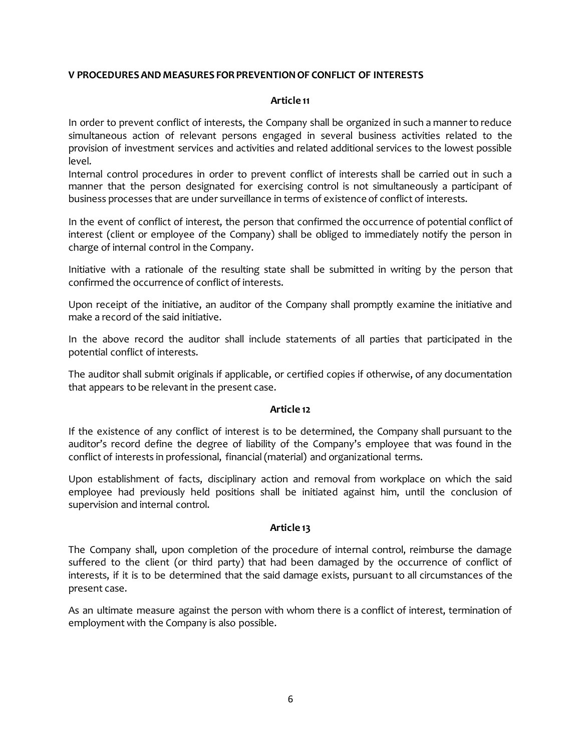## V PROCEDURES AND MEASURES FOR PREVENTION OF CONFLICT OF INTERESTS

### Article 11

In order to prevent conflict of interests, the Company shall be organized in such a manner to reduce simultaneous action of relevant persons engaged in several business activities related to the provision of investment services and activities and related additional services to the lowest possible level.
Internal control procedures in order to prevent conflict of interests shall be carried out in such a manner that the person designated for exercising control is not simultaneously a participant of business processes that are under surveillance in terms of existence of conflict of interests.

In the event of conflict of interest, the person that confirmed the occurrence of potential conflict of interest (client or employee of the Company) shall be obliged to immediately notify the person in charge of internal control in the Company.

Initiative with a rationale of the resulting state shall be submitted in writing by the person that confirmed the occurrence of conflict of interests.

Upon receipt of the initiative, an auditor of the Company shall promptly examine the initiative and make a record of the said initiative.

In the above record the auditor shall include statements of all parties that participated in the potential conflict of interests.

The auditor shall submit originals if applicable, or certified copies if otherwise, of any documentation that appears to be relevant in the present case.

### Article 12

If the existence of any conflict of interest is to be determined, the Company shall pursuant to the auditor's record define the degree of liability of the Company's employee that was found in the conflict of interests in professional, financial (material) and organizational terms.

Upon establishment of facts, disciplinary action and removal from workplace on which the said employee had previously held positions shall be initiated against him, until the conclusion of supervision and internal control.

### Article 13

The Company shall, upon completion of the procedure of internal control, reimburse the damage suffered to the client (or third party) that had been damaged by the occurrence of conflict of interests, if it is to be determined that the said damage exists, pursuant to all circumstances of the present case.

As an ultimate measure against the person with whom there is a conflict of interest, termination of employment with the Company is also possible.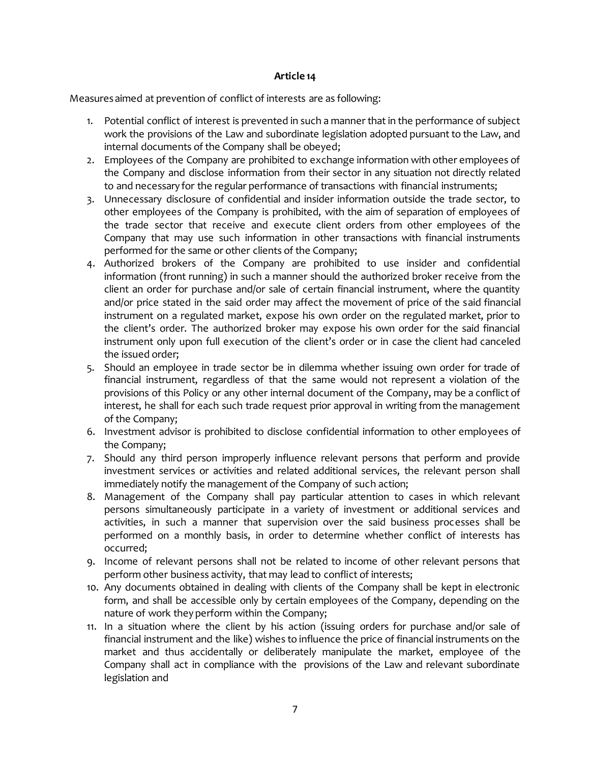**Article 14**

Measures aimed at prevention of conflict of interests are as following:

1. Potential conflict of interest is prevented in such a manner that in the performance of subject work the provisions of the Law and subordinate legislation adopted pursuant to the Law, and internal documents of the Company shall be obeyed;
2. Employees of the Company are prohibited to exchange information with other employees of the Company and disclose information from their sector in any situation not directly related to and necessary for the regular performance of transactions with financial instruments;
3. Unnecessary disclosure of confidential and insider information outside the trade sector, to other employees of the Company is prohibited, with the aim of separation of employees of the trade sector that receive and execute client orders from other employees of the Company that may use such information in other transactions with financial instruments performed for the same or other clients of the Company;
4. Authorized brokers of the Company are prohibited to use insider and confidential information (front running) in such a manner should the authorized broker receive from the client an order for purchase and/or sale of certain financial instrument, where the quantity and/or price stated in the said order may affect the movement of price of the said financial instrument on a regulated market, expose his own order on the regulated market, prior to the client's order. The authorized broker may expose his own order for the said financial instrument only upon full execution of the client's order or in case the client had canceled the issued order;
5. Should an employee in trade sector be in dilemma whether issuing own order for trade of financial instrument, regardless of that the same would not represent a violation of the provisions of this Policy or any other internal document of the Company, may be a conflict of interest, he shall for each such trade request prior approval in writing from the management of the Company;
6. Investment advisor is prohibited to disclose confidential information to other employees of the Company;
7. Should any third person improperly influence relevant persons that perform and provide investment services or activities and related additional services, the relevant person shall immediately notify the management of the Company of such action;
8. Management of the Company shall pay particular attention to cases in which relevant persons simultaneously participate in a variety of investment or additional services and activities, in such a manner that supervision over the said business processes shall be performed on a monthly basis, in order to determine whether conflict of interests has occurred;
9. Income of relevant persons shall not be related to income of other relevant persons that perform other business activity, that may lead to conflict of interests;
10. Any documents obtained in dealing with clients of the Company shall be kept in electronic form, and shall be accessible only by certain employees of the Company, depending on the nature of work they perform within the Company;
11. In a situation where the client by his action (issuing orders for purchase and/or sale of financial instrument and the like) wishes to influence the price of financial instruments on the market and thus accidentally or deliberately manipulate the market, employee of the Company shall act in compliance with the provisions of the Law and relevant subordinate legislation and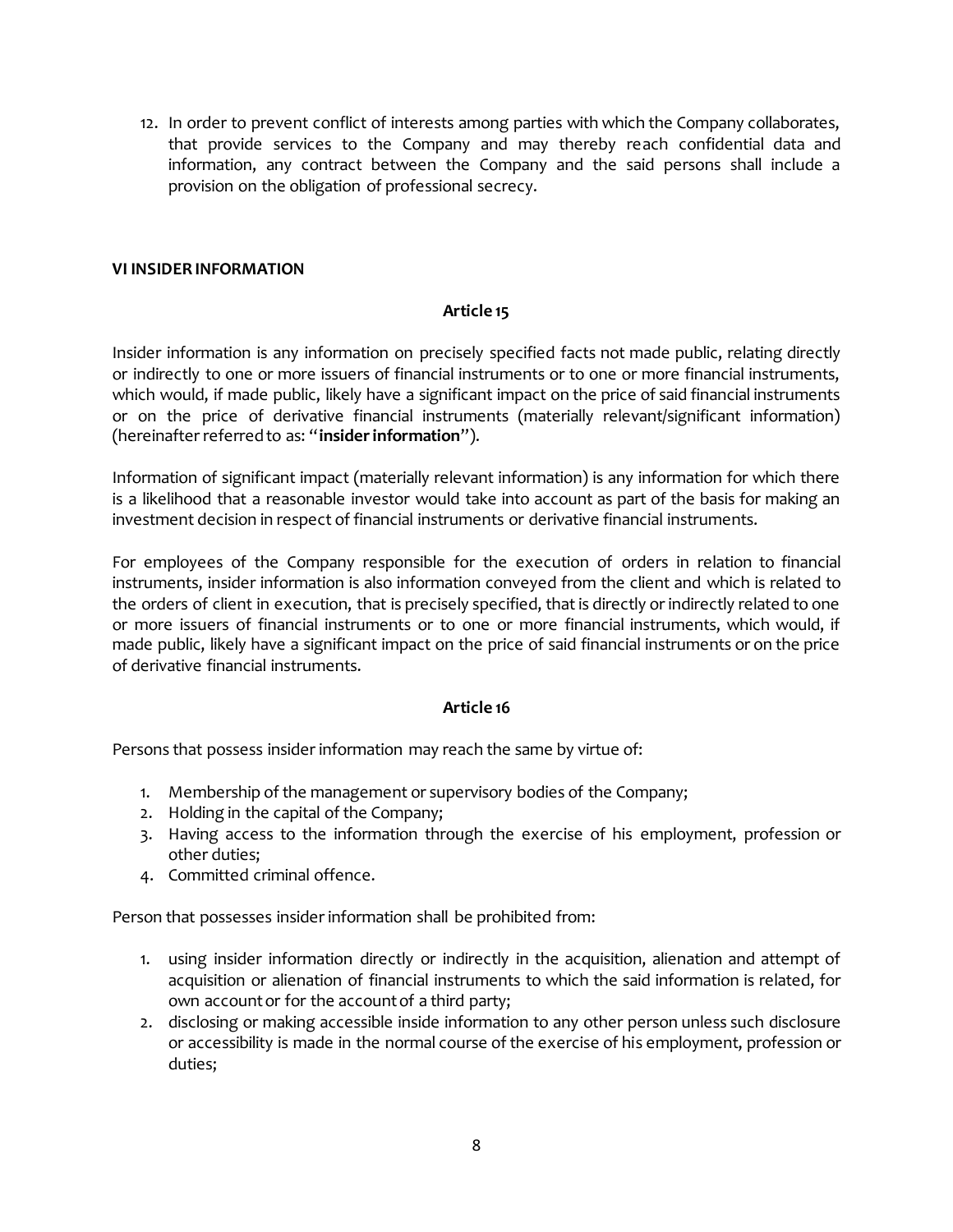12. In order to prevent conflict of interests among parties with which the Company collaborates, that provide services to the Company and may thereby reach confidential data and information, any contract between the Company and the said persons shall include a provision on the obligation of professional secrecy.

## VI INSIDER INFORMATION

### Article 15

Insider information is any information on precisely specified facts not made public, relating directly or indirectly to one or more issuers of financial instruments or to one or more financial instruments, which would, if made public, likely have a significant impact on the price of said financial instruments or on the price of derivative financial instruments (materially relevant/significant information) (hereinafter referred to as: "**insider information**").

Information of significant impact (materially relevant information) is any information for which there is a likelihood that a reasonable investor would take into account as part of the basis for making an investment decision in respect of financial instruments or derivative financial instruments.

For employees of the Company responsible for the execution of orders in relation to financial instruments, insider information is also information conveyed from the client and which is related to the orders of client in execution, that is precisely specified, that is directly or indirectly related to one or more issuers of financial instruments or to one or more financial instruments, which would, if made public, likely have a significant impact on the price of said financial instruments or on the price of derivative financial instruments.

### Article 16

Persons that possess insider information may reach the same by virtue of:

1. Membership of the management or supervisory bodies of the Company;
2. Holding in the capital of the Company;
3. Having access to the information through the exercise of his employment, profession or other duties;
4. Committed criminal offence.

Person that possesses insider information shall be prohibited from:

1. using insider information directly or indirectly in the acquisition, alienation and attempt of acquisition or alienation of financial instruments to which the said information is related, for own account or for the account of a third party;
2. disclosing or making accessible inside information to any other person unless such disclosure or accessibility is made in the normal course of the exercise of his employment, profession or duties;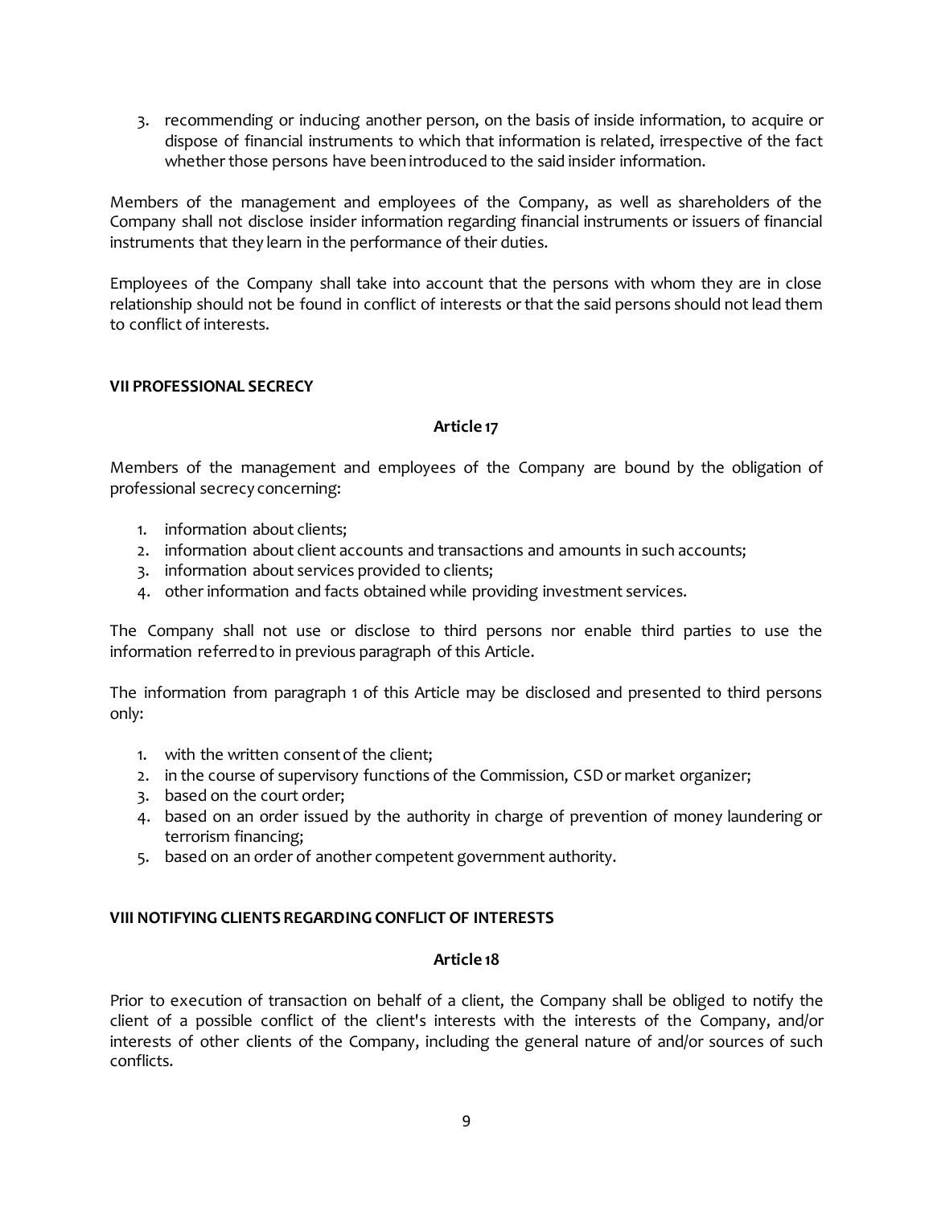3. recommending or inducing another person, on the basis of inside information, to acquire or dispose of financial instruments to which that information is related, irrespective of the fact whether those persons have been introduced to the said insider information.

Members of the management and employees of the Company, as well as shareholders of the Company shall not disclose insider information regarding financial instruments or issuers of financial instruments that they learn in the performance of their duties.

Employees of the Company shall take into account that the persons with whom they are in close relationship should not be found in conflict of interests or that the said persons should not lead them to conflict of interests.

## VII PROFESSIONAL SECRECY

### Article 17

Members of the management and employees of the Company are bound by the obligation of professional secrecy concerning:

1. information about clients;
2. information about client accounts and transactions and amounts in such accounts;
3. information about services provided to clients;
4. other information and facts obtained while providing investment services.

The Company shall not use or disclose to third persons nor enable third parties to use the information referred to in previous paragraph of this Article.

The information from paragraph 1 of this Article may be disclosed and presented to third persons only:

1. with the written consent of the client;
2. in the course of supervisory functions of the Commission, CSD or market organizer;
3. based on the court order;
4. based on an order issued by the authority in charge of prevention of money laundering or terrorism financing;
5. based on an order of another competent government authority.

## VIII NOTIFYING CLIENTS REGARDING CONFLICT OF INTERESTS

### Article 18

Prior to execution of transaction on behalf of a client, the Company shall be obliged to notify the client of a possible conflict of the client's interests with the interests of the Company, and/or interests of other clients of the Company, including the general nature of and/or sources of such conflicts.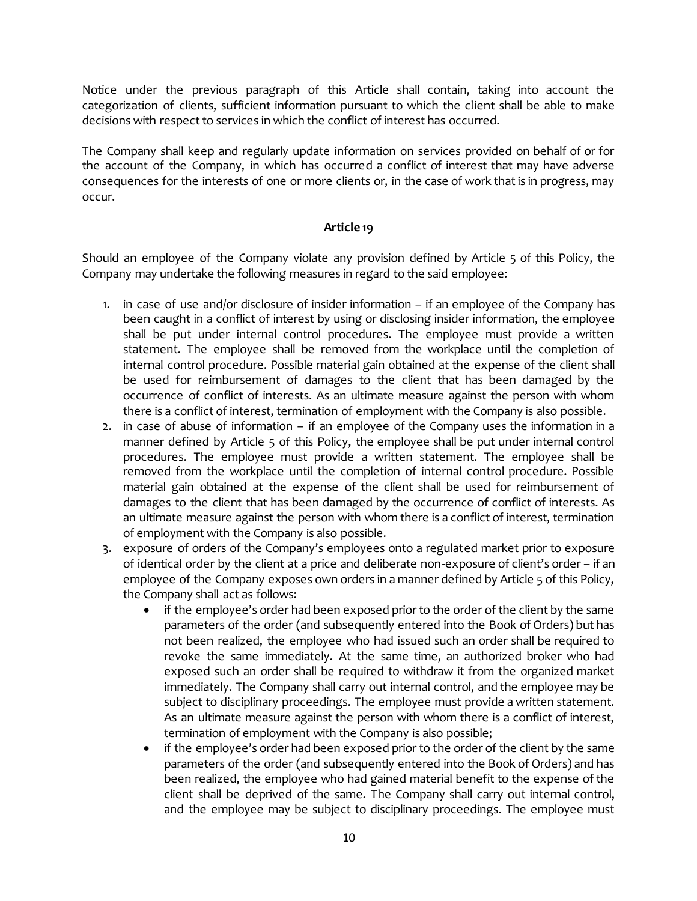Notice under the previous paragraph of this Article shall contain, taking into account the categorization of clients, sufficient information pursuant to which the client shall be able to make decisions with respect to services in which the conflict of interest has occurred.

The Company shall keep and regularly update information on services provided on behalf of or for the account of the Company, in which has occurred a conflict of interest that may have adverse consequences for the interests of one or more clients or, in the case of work that is in progress, may occur.

**Article 19**

Should an employee of the Company violate any provision defined by Article 5 of this Policy, the Company may undertake the following measures in regard to the said employee:

1. in case of use and/or disclosure of insider information – if an employee of the Company has been caught in a conflict of interest by using or disclosing insider information, the employee shall be put under internal control procedures. The employee must provide a written statement. The employee shall be removed from the workplace until the completion of internal control procedure. Possible material gain obtained at the expense of the client shall be used for reimbursement of damages to the client that has been damaged by the occurrence of conflict of interests. As an ultimate measure against the person with whom there is a conflict of interest, termination of employment with the Company is also possible.
2. in case of abuse of information – if an employee of the Company uses the information in a manner defined by Article 5 of this Policy, the employee shall be put under internal control procedures. The employee must provide a written statement. The employee shall be removed from the workplace until the completion of internal control procedure. Possible material gain obtained at the expense of the client shall be used for reimbursement of damages to the client that has been damaged by the occurrence of conflict of interests. As an ultimate measure against the person with whom there is a conflict of interest, termination of employment with the Company is also possible.
3. exposure of orders of the Company's employees onto a regulated market prior to exposure of identical order by the client at a price and deliberate non-exposure of client's order – if an employee of the Company exposes own orders in a manner defined by Article 5 of this Policy, the Company shall act as follows:
   - if the employee's order had been exposed prior to the order of the client by the same parameters of the order (and subsequently entered into the Book of Orders) but has not been realized, the employee who had issued such an order shall be required to revoke the same immediately. At the same time, an authorized broker who had exposed such an order shall be required to withdraw it from the organized market immediately. The Company shall carry out internal control, and the employee may be subject to disciplinary proceedings. The employee must provide a written statement. As an ultimate measure against the person with whom there is a conflict of interest, termination of employment with the Company is also possible;
   - if the employee's order had been exposed prior to the order of the client by the same parameters of the order (and subsequently entered into the Book of Orders) and has been realized, the employee who had gained material benefit to the expense of the client shall be deprived of the same. The Company shall carry out internal control, and the employee may be subject to disciplinary proceedings. The employee must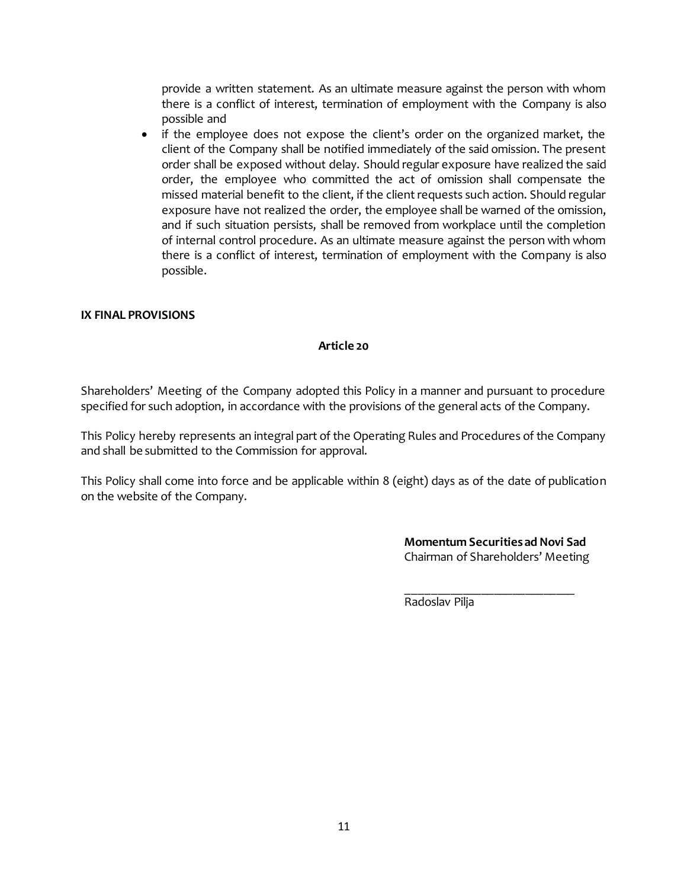provide a written statement. As an ultimate measure against the person with whom there is a conflict of interest, termination of employment with the Company is also possible and

- if the employee does not expose the client's order on the organized market, the client of the Company shall be notified immediately of the said omission. The present order shall be exposed without delay. Should regular exposure have realized the said order, the employee who committed the act of omission shall compensate the missed material benefit to the client, if the client requests such action. Should regular exposure have not realized the order, the employee shall be warned of the omission, and if such situation persists, shall be removed from workplace until the completion of internal control procedure. As an ultimate measure against the person with whom there is a conflict of interest, termination of employment with the Company is also possible.

**IX FINAL PROVISIONS**

**Article 20**

Shareholders' Meeting of the Company adopted this Policy in a manner and pursuant to procedure specified for such adoption, in accordance with the provisions of the general acts of the Company.

This Policy hereby represents an integral part of the Operating Rules and Procedures of the Company and shall be submitted to the Commission for approval.

This Policy shall come into force and be applicable within 8 (eight) days as of the date of publication on the website of the Company.

**Momentum Securities ad Novi Sad**
Chairman of Shareholders' Meeting

___________________________
Radoslav Pilja